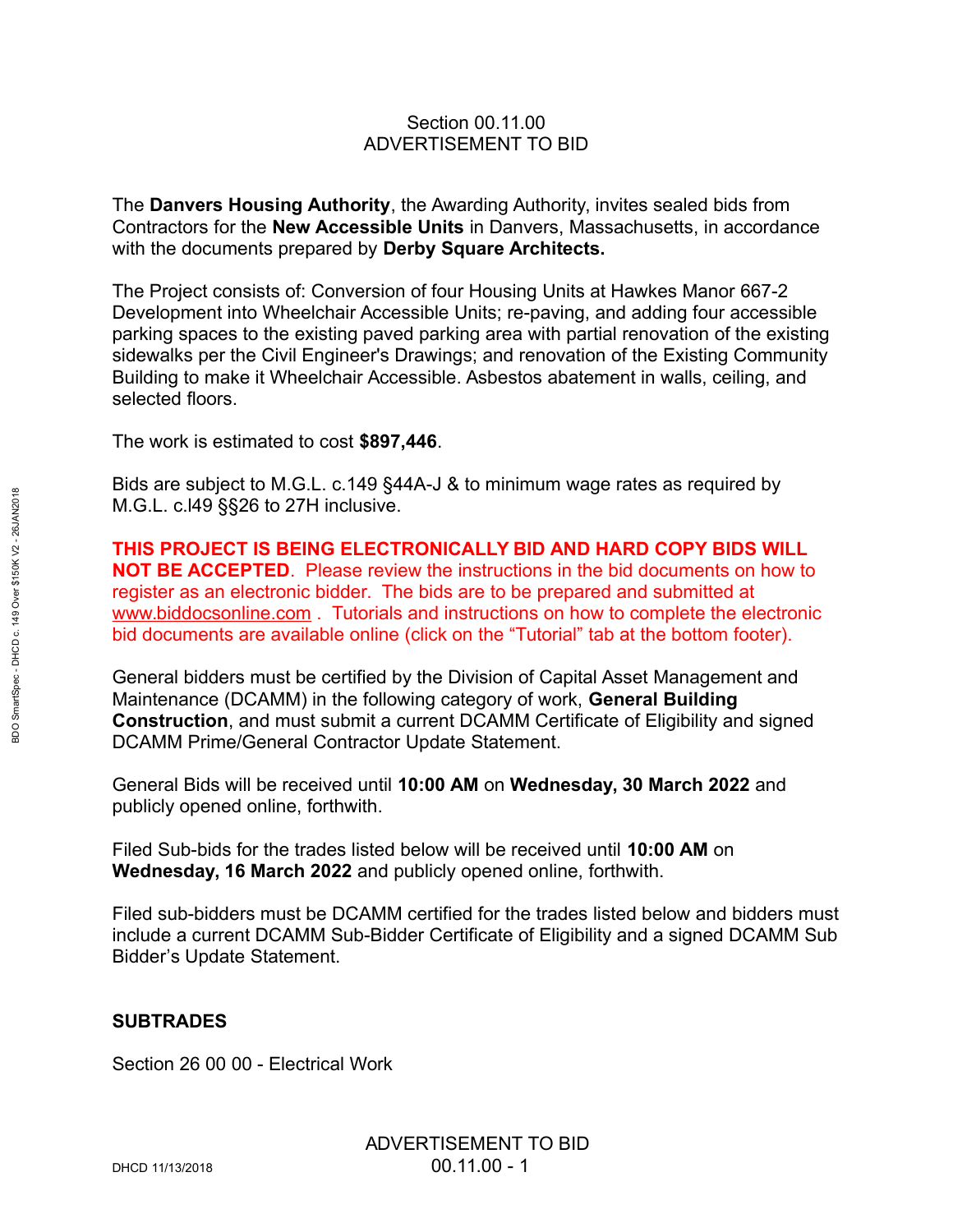# Section 00.11.00
# ADVERTISEMENT TO BID

The **Danvers Housing Authority**, the Awarding Authority, invites sealed bids from Contractors for the **New Accessible Units** in Danvers, Massachusetts, in accordance with the documents prepared by **Derby Square Architects.**

The Project consists of: Conversion of four Housing Units at Hawkes Manor 667-2 Development into Wheelchair Accessible Units; re-paving, and adding four accessible parking spaces to the existing paved parking area with partial renovation of the existing sidewalks per the Civil Engineer's Drawings; and renovation of the Existing Community Building to make it Wheelchair Accessible. Asbestos abatement in walls, ceiling, and selected floors.

The work is estimated to cost **$897,446**.

Bids are subject to M.G.L. c.149 §44A-J & to minimum wage rates as required by M.G.L. c.l49 §§26 to 27H inclusive.

**THIS PROJECT IS BEING ELECTRONICALLY BID AND HARD COPY BIDS WILL NOT BE ACCEPTED**. Please review the instructions in the bid documents on how to register as an electronic bidder. The bids are to be prepared and submitted at www.biddocsonline.com . Tutorials and instructions on how to complete the electronic bid documents are available online (click on the "Tutorial" tab at the bottom footer).

General bidders must be certified by the Division of Capital Asset Management and Maintenance (DCAMM) in the following category of work, **General Building Construction**, and must submit a current DCAMM Certificate of Eligibility and signed DCAMM Prime/General Contractor Update Statement.

General Bids will be received until **10:00 AM** on **Wednesday, 30 March 2022** and publicly opened online, forthwith.

Filed Sub-bids for the trades listed below will be received until **10:00 AM** on **Wednesday, 16 March 2022** and publicly opened online, forthwith.

Filed sub-bidders must be DCAMM certified for the trades listed below and bidders must include a current DCAMM Sub-Bidder Certificate of Eligibility and a signed DCAMM Sub Bidder's Update Statement.

**SUBTRADES**

Section 26 00 00 - Electrical Work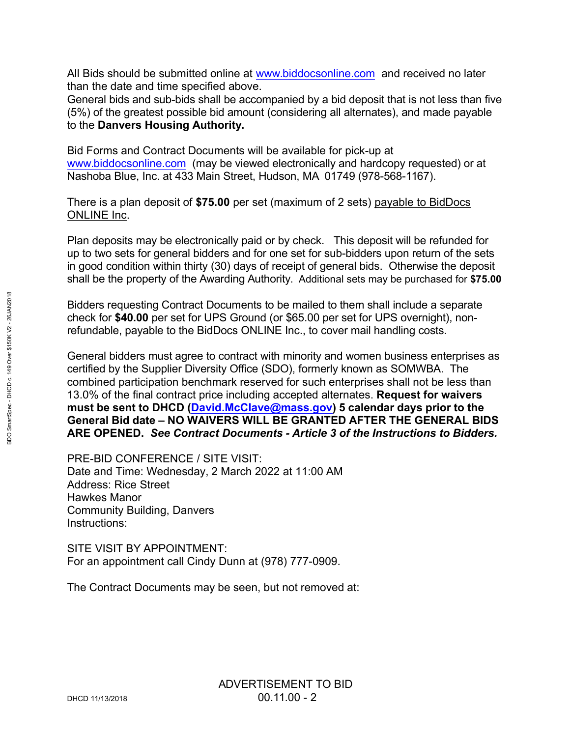All Bids should be submitted online at www.biddocsonline.com and received no later than the date and time specified above.
General bids and sub-bids shall be accompanied by a bid deposit that is not less than five (5%) of the greatest possible bid amount (considering all alternates), and made payable to the **Danvers Housing Authority.**

Bid Forms and Contract Documents will be available for pick-up at www.biddocsonline.com (may be viewed electronically and hardcopy requested) or at Nashoba Blue, Inc. at 433 Main Street, Hudson, MA 01749 (978-568-1167).

There is a plan deposit of **$75.00** per set (maximum of 2 sets) payable to BidDocs ONLINE Inc.

Plan deposits may be electronically paid or by check. This deposit will be refunded for up to two sets for general bidders and for one set for sub-bidders upon return of the sets in good condition within thirty (30) days of receipt of general bids. Otherwise the deposit shall be the property of the Awarding Authority. Additional sets may be purchased for **$75.00**

Bidders requesting Contract Documents to be mailed to them shall include a separate check for **$40.00** per set for UPS Ground (or $65.00 per set for UPS overnight), non-refundable, payable to the BidDocs ONLINE Inc., to cover mail handling costs.

General bidders must agree to contract with minority and women business enterprises as certified by the Supplier Diversity Office (SDO), formerly known as SOMWBA. The combined participation benchmark reserved for such enterprises shall not be less than 13.0% of the final contract price including accepted alternates. **Request for waivers must be sent to DHCD (David.McClave@mass.gov) 5 calendar days prior to the General Bid date – NO WAIVERS WILL BE GRANTED AFTER THE GENERAL BIDS ARE OPENED.** ***See Contract Documents - Article 3 of the Instructions to Bidders.***

PRE-BID CONFERENCE / SITE VISIT:
Date and Time: Wednesday, 2 March 2022 at 11:00 AM
Address: Rice Street
Hawkes Manor
Community Building, Danvers
Instructions:

SITE VISIT BY APPOINTMENT:
For an appointment call Cindy Dunn at (978) 777-0909.

The Contract Documents may be seen, but not removed at: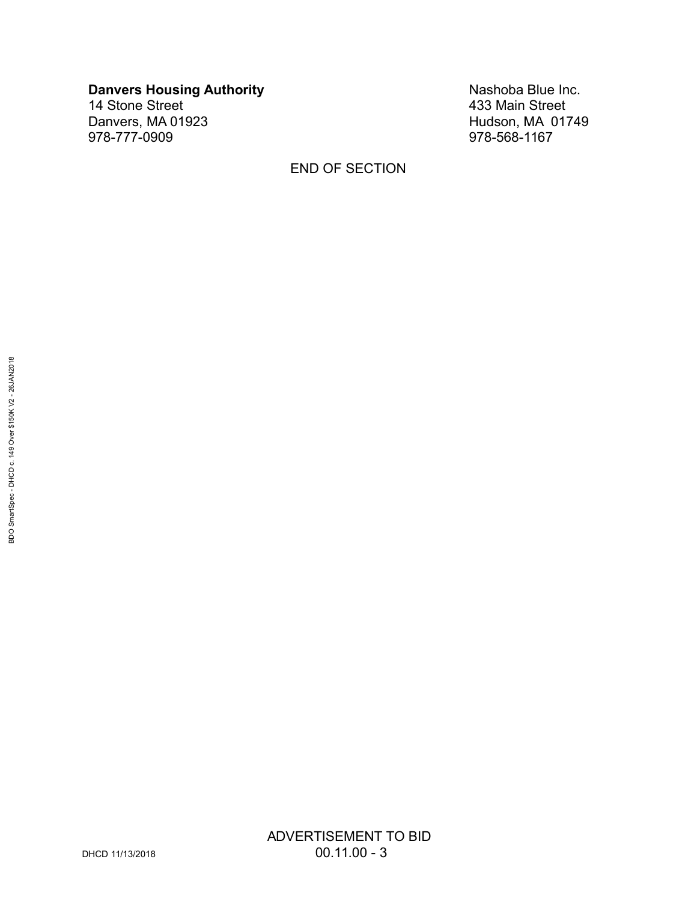**Danvers Housing Authority**
14 Stone Street
Danvers, MA 01923
978-777-0909

Nashoba Blue Inc.
433 Main Street
Hudson, MA 01749
978-568-1167

END OF SECTION